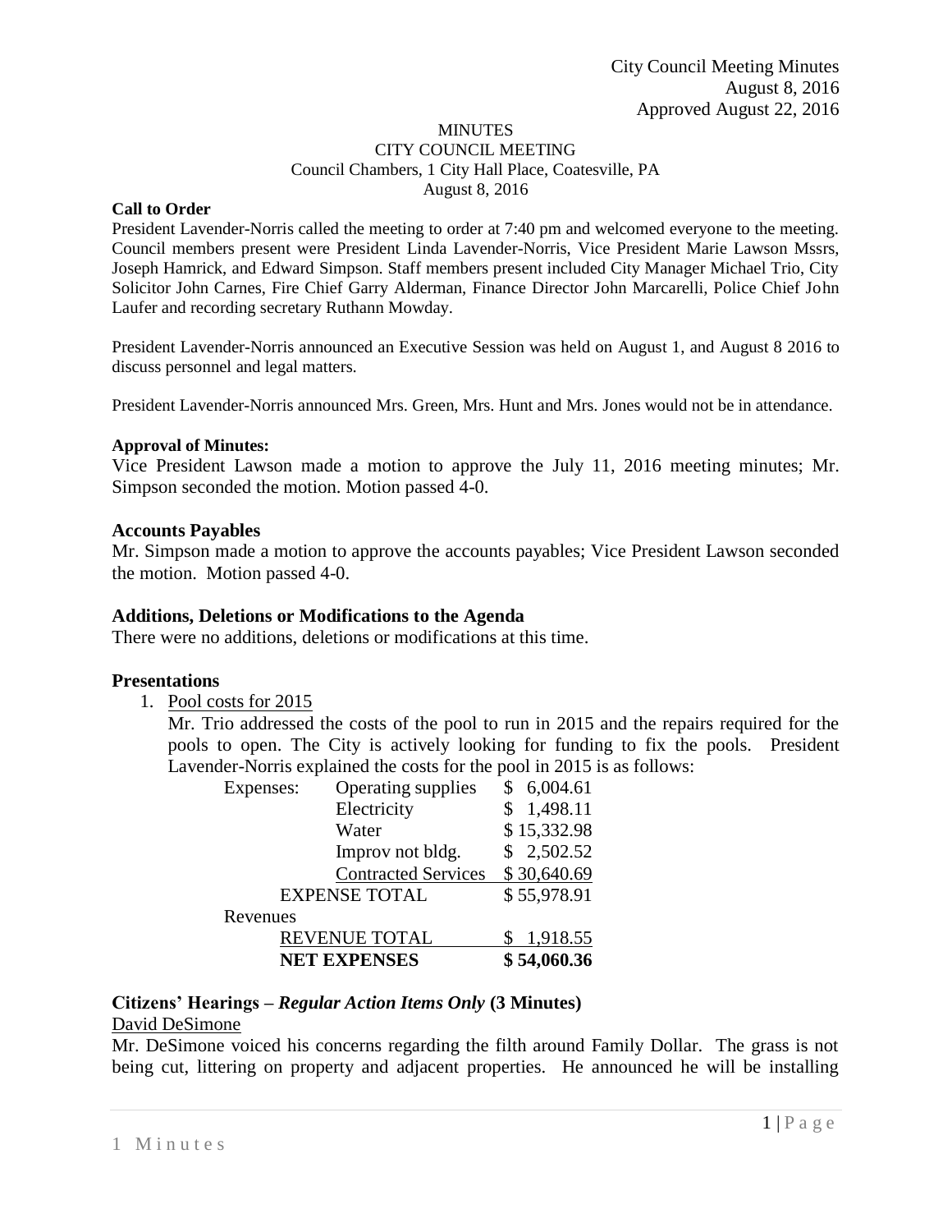City Council Meeting Minutes
August 8, 2016
Approved August 22, 2016

MINUTES
CITY COUNCIL MEETING
Council Chambers, 1 City Hall Place, Coatesville, PA
August 8, 2016

**Call to Order**

President Lavender-Norris called the meeting to order at 7:40 pm and welcomed everyone to the meeting. Council members present were President Linda Lavender-Norris, Vice President Marie Lawson Mssrs, Joseph Hamrick, and Edward Simpson. Staff members present included City Manager Michael Trio, City Solicitor John Carnes, Fire Chief Garry Alderman, Finance Director John Marcarelli, Police Chief John Laufer and recording secretary Ruthann Mowday.

President Lavender-Norris announced an Executive Session was held on August 1, and August 8 2016 to discuss personnel and legal matters.

President Lavender-Norris announced Mrs. Green, Mrs. Hunt and Mrs. Jones would not be in attendance.

**Approval of Minutes:**

Vice President Lawson made a motion to approve the July 11, 2016 meeting minutes; Mr. Simpson seconded the motion. Motion passed 4-0.

**Accounts Payables**

Mr. Simpson made a motion to approve the accounts payables; Vice President Lawson seconded the motion. Motion passed 4-0.

**Additions, Deletions or Modifications to the Agenda**

There were no additions, deletions or modifications at this time.

**Presentations**

1. Pool costs for 2015

   Mr. Trio addressed the costs of the pool to run in 2015 and the repairs required for the pools to open. The City is actively looking for funding to fix the pools. President Lavender-Norris explained the costs for the pool in 2015 is as follows:

| | | |
|---|---|---|
| Expenses: | Operating supplies | $ 6,004.61 |
| | Electricity | $ 1,498.11 |
| | Water | $ 15,332.98 |
| | Improv not bldg. | $ 2,502.52 |
| | Contracted Services | $ 30,640.69 |
| | EXPENSE TOTAL | $ 55,978.91 |
| Revenues | | |
| | REVENUE TOTAL | $ 1,918.55 |
| | **NET EXPENSES** | **$ 54,060.36** |

**Citizens' Hearings – *Regular Action Items Only* (3 Minutes)**

David DeSimone

Mr. DeSimone voiced his concerns regarding the filth around Family Dollar. The grass is not being cut, littering on property and adjacent properties. He announced he will be installing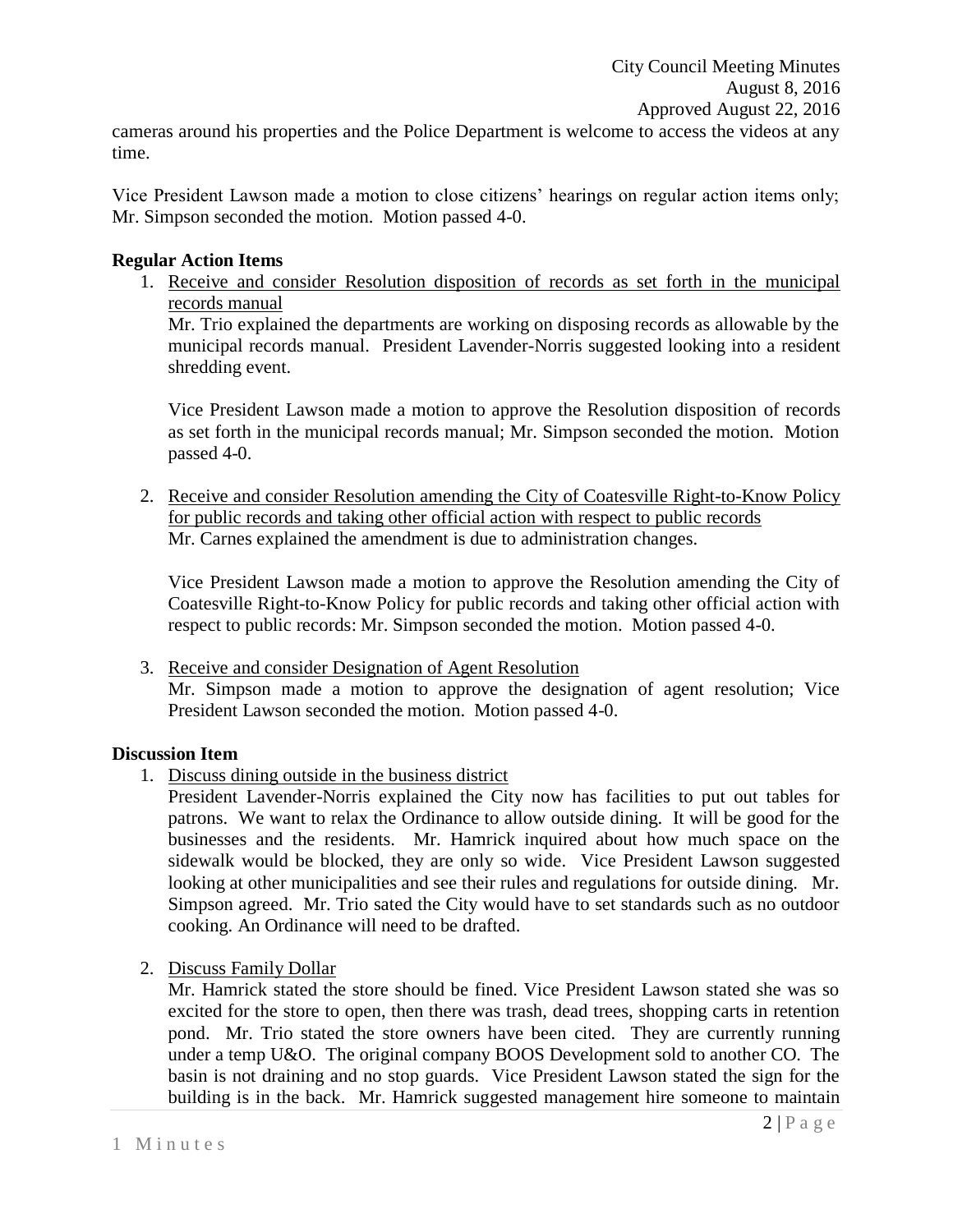cameras around his properties and the Police Department is welcome to access the videos at any time.

Vice President Lawson made a motion to close citizens' hearings on regular action items only; Mr. Simpson seconded the motion. Motion passed 4-0.

**Regular Action Items**

1. Receive and consider Resolution disposition of records as set forth in the municipal records manual

   Mr. Trio explained the departments are working on disposing records as allowable by the municipal records manual. President Lavender-Norris suggested looking into a resident shredding event.

   Vice President Lawson made a motion to approve the Resolution disposition of records as set forth in the municipal records manual; Mr. Simpson seconded the motion. Motion passed 4-0.

2. Receive and consider Resolution amending the City of Coatesville Right-to-Know Policy for public records and taking other official action with respect to public records

   Mr. Carnes explained the amendment is due to administration changes.

   Vice President Lawson made a motion to approve the Resolution amending the City of Coatesville Right-to-Know Policy for public records and taking other official action with respect to public records: Mr. Simpson seconded the motion. Motion passed 4-0.

3. Receive and consider Designation of Agent Resolution

   Mr. Simpson made a motion to approve the designation of agent resolution; Vice President Lawson seconded the motion. Motion passed 4-0.

**Discussion Item**

1. Discuss dining outside in the business district

   President Lavender-Norris explained the City now has facilities to put out tables for patrons. We want to relax the Ordinance to allow outside dining. It will be good for the businesses and the residents. Mr. Hamrick inquired about how much space on the sidewalk would be blocked, they are only so wide. Vice President Lawson suggested looking at other municipalities and see their rules and regulations for outside dining. Mr. Simpson agreed. Mr. Trio sated the City would have to set standards such as no outdoor cooking. An Ordinance will need to be drafted.

2. Discuss Family Dollar

   Mr. Hamrick stated the store should be fined. Vice President Lawson stated she was so excited for the store to open, then there was trash, dead trees, shopping carts in retention pond. Mr. Trio stated the store owners have been cited. They are currently running under a temp U&O. The original company BOOS Development sold to another CO. The basin is not draining and no stop guards. Vice President Lawson stated the sign for the building is in the back. Mr. Hamrick suggested management hire someone to maintain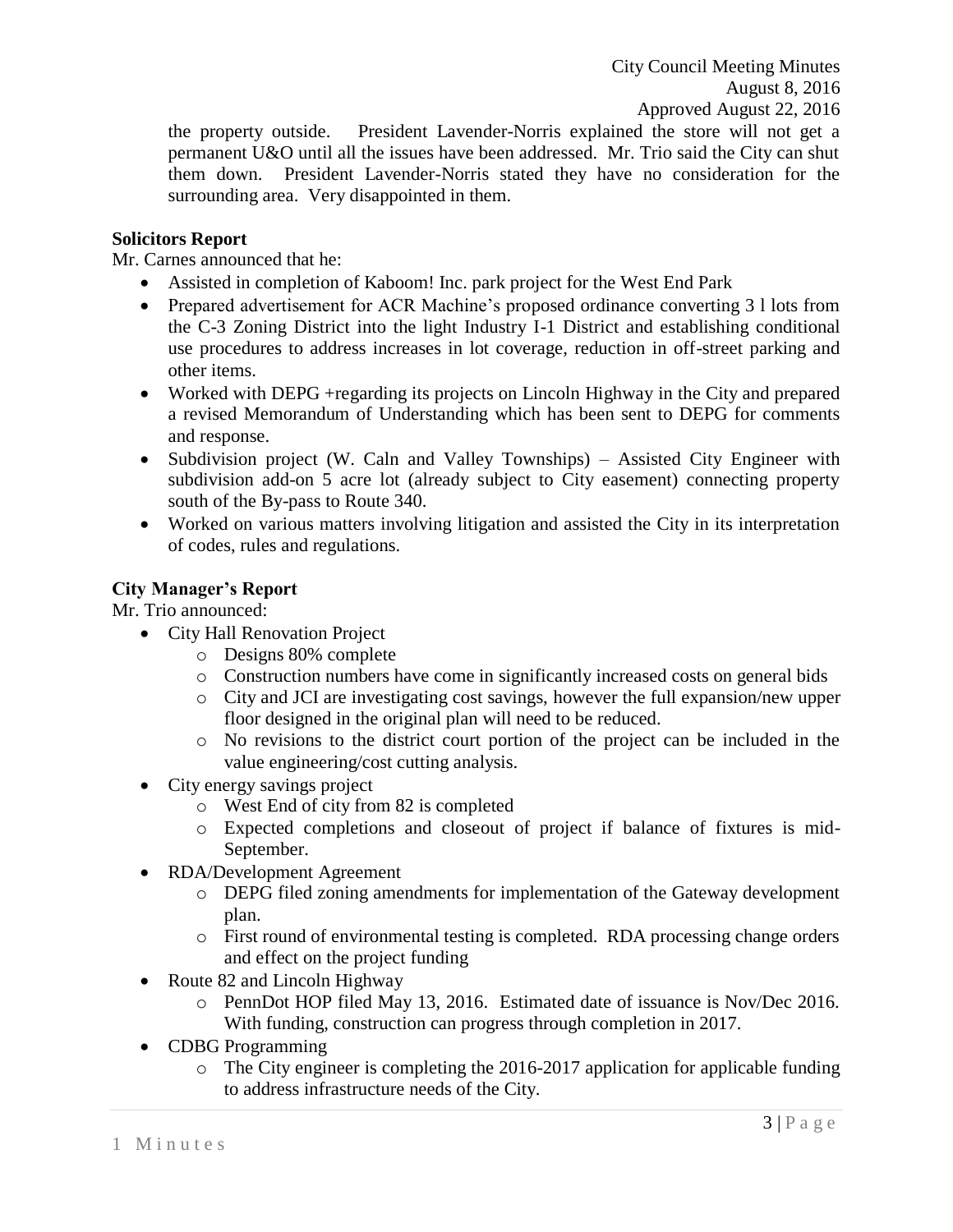the property outside. President Lavender-Norris explained the store will not get a permanent U&O until all the issues have been addressed. Mr. Trio said the City can shut them down. President Lavender-Norris stated they have no consideration for the surrounding area. Very disappointed in them.

**Solicitors Report**

Mr. Carnes announced that he:

- Assisted in completion of Kaboom! Inc. park project for the West End Park
- Prepared advertisement for ACR Machine's proposed ordinance converting 3 l lots from the C-3 Zoning District into the light Industry I-1 District and establishing conditional use procedures to address increases in lot coverage, reduction in off-street parking and other items.
- Worked with DEPG +regarding its projects on Lincoln Highway in the City and prepared a revised Memorandum of Understanding which has been sent to DEPG for comments and response.
- Subdivision project (W. Caln and Valley Townships) – Assisted City Engineer with subdivision add-on 5 acre lot (already subject to City easement) connecting property south of the By-pass to Route 340.
- Worked on various matters involving litigation and assisted the City in its interpretation of codes, rules and regulations.

**City Manager's Report**

Mr. Trio announced:

- City Hall Renovation Project
  - Designs 80% complete
  - Construction numbers have come in significantly increased costs on general bids
  - City and JCI are investigating cost savings, however the full expansion/new upper floor designed in the original plan will need to be reduced.
  - No revisions to the district court portion of the project can be included in the value engineering/cost cutting analysis.
- City energy savings project
  - West End of city from 82 is completed
  - Expected completions and closeout of project if balance of fixtures is mid-September.
- RDA/Development Agreement
  - DEPG filed zoning amendments for implementation of the Gateway development plan.
  - First round of environmental testing is completed. RDA processing change orders and effect on the project funding
- Route 82 and Lincoln Highway
  - PennDot HOP filed May 13, 2016. Estimated date of issuance is Nov/Dec 2016. With funding, construction can progress through completion in 2017.
- CDBG Programming
  - The City engineer is completing the 2016-2017 application for applicable funding to address infrastructure needs of the City.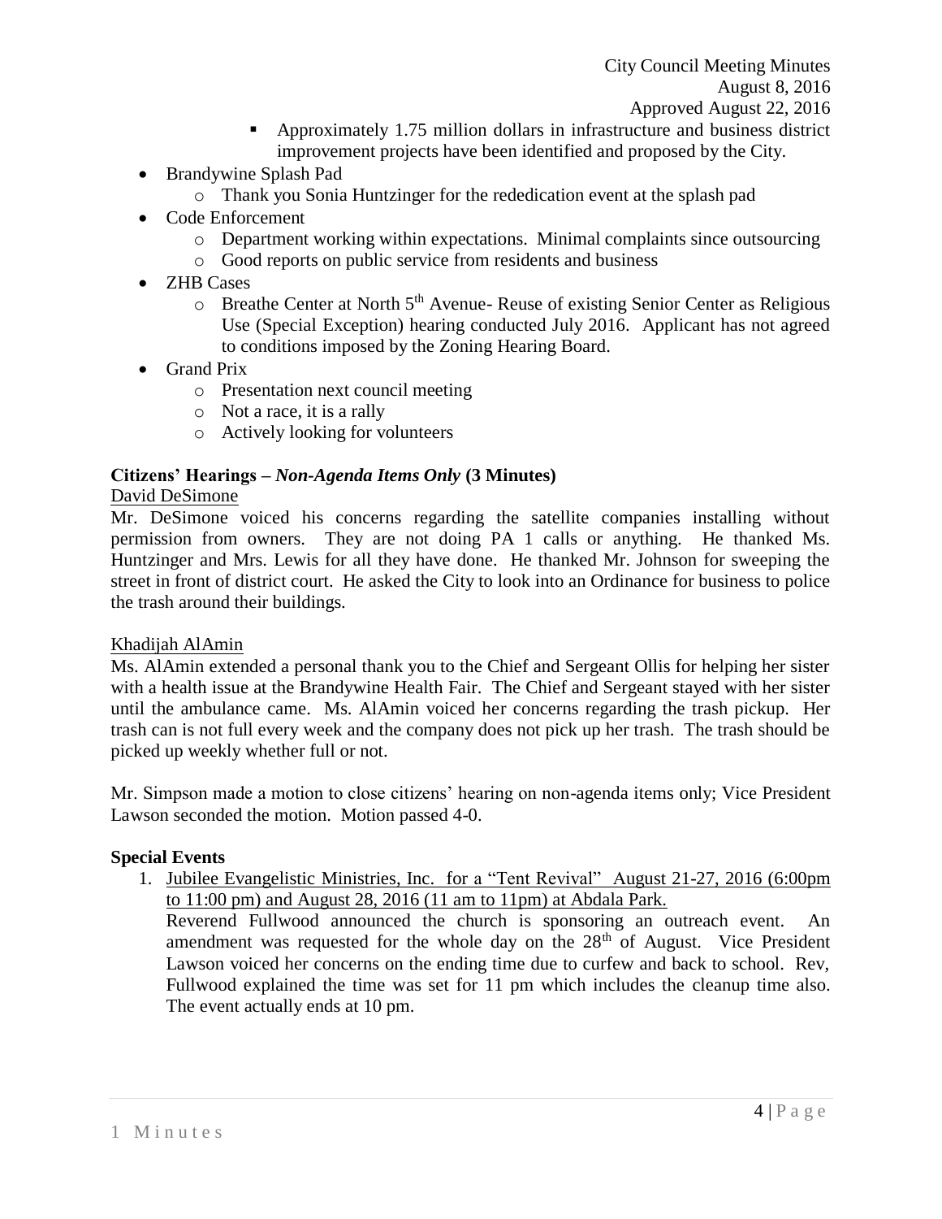- Approximately 1.75 million dollars in infrastructure and business district improvement projects have been identified and proposed by the City.
- Brandywine Splash Pad
  - Thank you Sonia Huntzinger for the rededication event at the splash pad
- Code Enforcement
  - Department working within expectations. Minimal complaints since outsourcing
  - Good reports on public service from residents and business
- ZHB Cases
  - Breathe Center at North 5th Avenue- Reuse of existing Senior Center as Religious Use (Special Exception) hearing conducted July 2016. Applicant has not agreed to conditions imposed by the Zoning Hearing Board.
- Grand Prix
  - Presentation next council meeting
  - Not a race, it is a rally
  - Actively looking for volunteers

**Citizens' Hearings –** ***Non-Agenda Items Only*** **(3 Minutes)**

David DeSimone

Mr. DeSimone voiced his concerns regarding the satellite companies installing without permission from owners. They are not doing PA 1 calls or anything. He thanked Ms. Huntzinger and Mrs. Lewis for all they have done. He thanked Mr. Johnson for sweeping the street in front of district court. He asked the City to look into an Ordinance for business to police the trash around their buildings.

Khadijah AlAmin

Ms. AlAmin extended a personal thank you to the Chief and Sergeant Ollis for helping her sister with a health issue at the Brandywine Health Fair. The Chief and Sergeant stayed with her sister until the ambulance came. Ms. AlAmin voiced her concerns regarding the trash pickup. Her trash can is not full every week and the company does not pick up her trash. The trash should be picked up weekly whether full or not.

Mr. Simpson made a motion to close citizens' hearing on non-agenda items only; Vice President Lawson seconded the motion. Motion passed 4-0.

**Special Events**

1. Jubilee Evangelistic Ministries, Inc. for a "Tent Revival" August 21-27, 2016 (6:00pm to 11:00 pm) and August 28, 2016 (11 am to 11pm) at Abdala Park.

   Reverend Fullwood announced the church is sponsoring an outreach event. An amendment was requested for the whole day on the 28th of August. Vice President Lawson voiced her concerns on the ending time due to curfew and back to school. Rev, Fullwood explained the time was set for 11 pm which includes the cleanup time also. The event actually ends at 10 pm.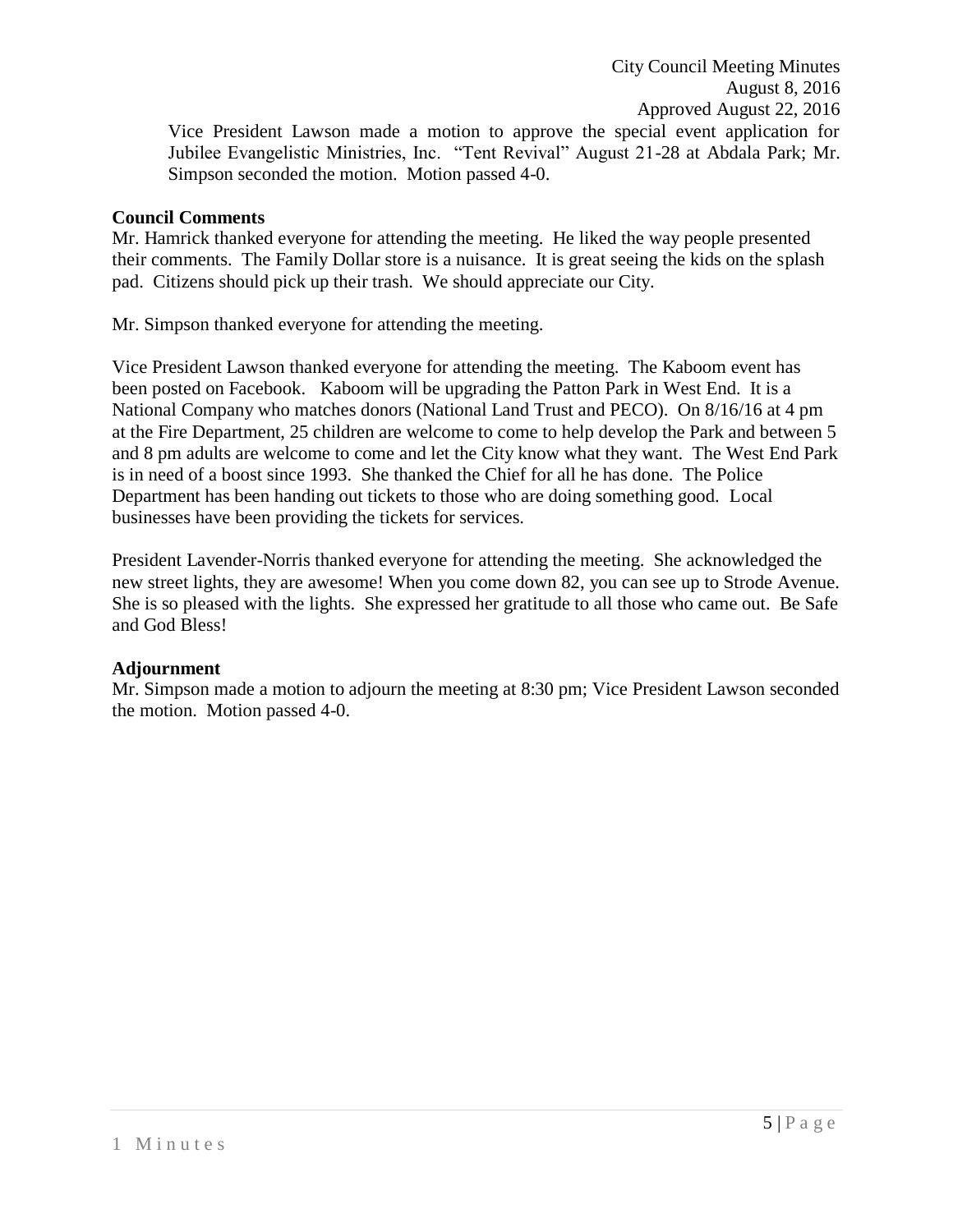Vice President Lawson made a motion to approve the special event application for Jubilee Evangelistic Ministries, Inc. "Tent Revival" August 21-28 at Abdala Park; Mr. Simpson seconded the motion. Motion passed 4-0.

**Council Comments**

Mr. Hamrick thanked everyone for attending the meeting. He liked the way people presented their comments. The Family Dollar store is a nuisance. It is great seeing the kids on the splash pad. Citizens should pick up their trash. We should appreciate our City.

Mr. Simpson thanked everyone for attending the meeting.

Vice President Lawson thanked everyone for attending the meeting. The Kaboom event has been posted on Facebook. Kaboom will be upgrading the Patton Park in West End. It is a National Company who matches donors (National Land Trust and PECO). On 8/16/16 at 4 pm at the Fire Department, 25 children are welcome to come to help develop the Park and between 5 and 8 pm adults are welcome to come and let the City know what they want. The West End Park is in need of a boost since 1993. She thanked the Chief for all he has done. The Police Department has been handing out tickets to those who are doing something good. Local businesses have been providing the tickets for services.

President Lavender-Norris thanked everyone for attending the meeting. She acknowledged the new street lights, they are awesome! When you come down 82, you can see up to Strode Avenue. She is so pleased with the lights. She expressed her gratitude to all those who came out. Be Safe and God Bless!

**Adjournment**

Mr. Simpson made a motion to adjourn the meeting at 8:30 pm; Vice President Lawson seconded the motion. Motion passed 4-0.